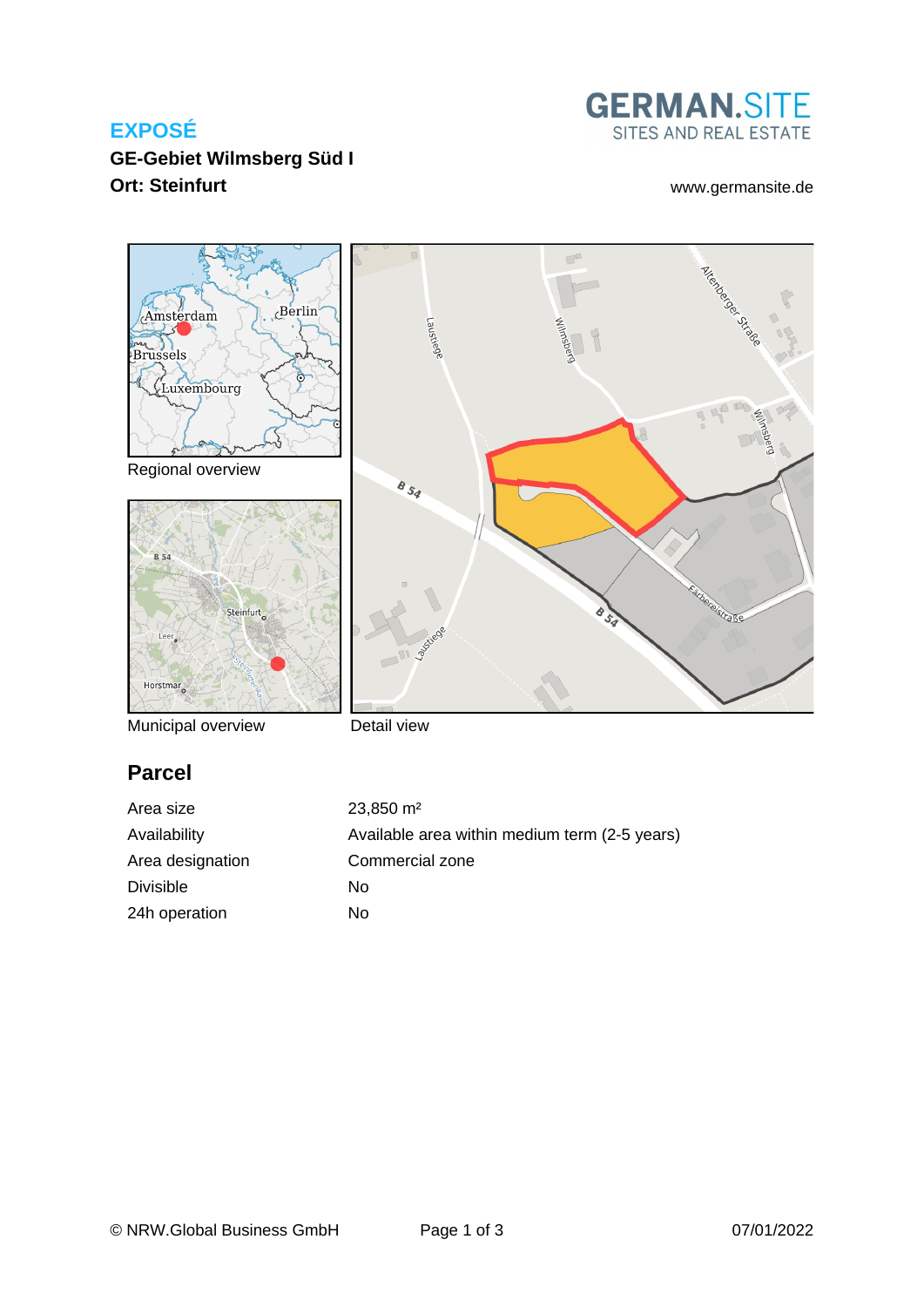**EXPOSÉ**

**GE-Gebiet Wilmsberg Süd I**

**Ort: Steinfurt**

GERMAN.SITE
SITES AND REAL ESTATE

www.germansite.de

Regional overview

Municipal overview

Detail view

## Parcel

| | |
|---|---|
| Area size | 23,850 m² |
| Availability | Available area within medium term (2-5 years) |
| Area designation | Commercial zone |
| Divisible | No |
| 24h operation | No |

© NRW.Global Business GmbH

07/01/2022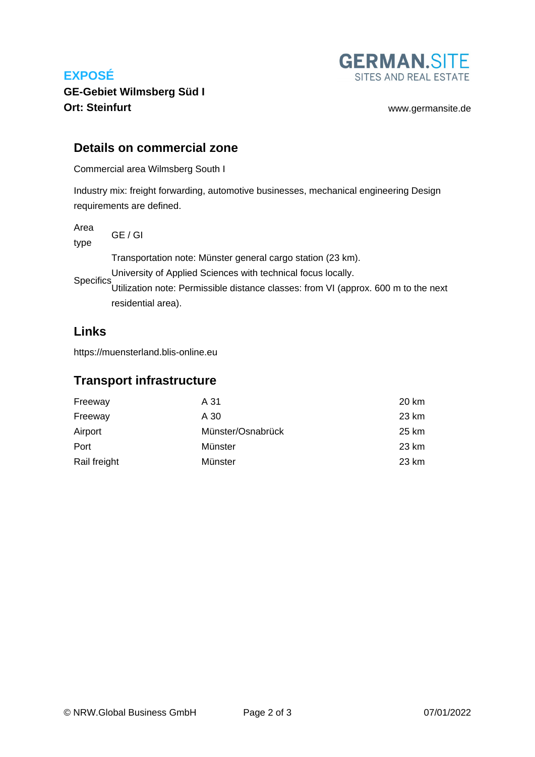**EXPOSÉ**

**GE-Gebiet Wilmsberg Süd I**
**Ort: Steinfurt**

## Details on commercial zone

Commercial area Wilmsberg South I

Industry mix: freight forwarding, automotive businesses, mechanical engineering Design requirements are defined.

| | |
|---|---|
| Area type | GE / GI |
| Specifics | Transportation note: Münster general cargo station (23 km). University of Applied Sciences with technical focus locally. Utilization note: Permissible distance classes: from VI (approx. 600 m to the next residential area). |

## Links

https://muensterland.blis-online.eu

## Transport infrastructure

| | | |
|---|---|---|
| Freeway | A 31 | 20 km |
| Freeway | A 30 | 23 km |
| Airport | Münster/Osnabrück | 25 km |
| Port | Münster | 23 km |
| Rail freight | Münster | 23 km |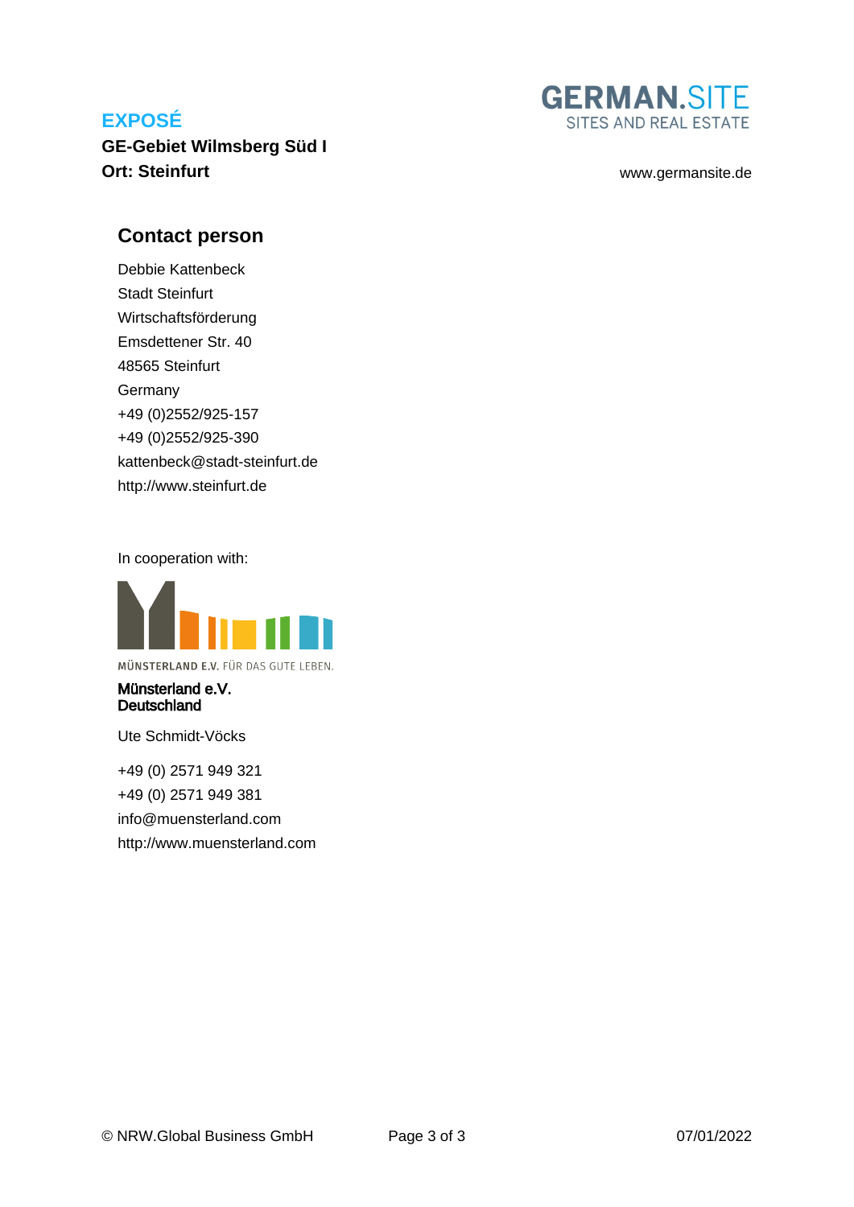**EXPOSÉ**

**GE-Gebiet Wilmsberg Süd I**

**Ort: Steinfurt**

www.germansite.de

## Contact person

Debbie Kattenbeck
Stadt Steinfurt
Wirtschaftsförderung
Emsdettener Str. 40
48565 Steinfurt
Germany
+49 (0)2552/925-157
+49 (0)2552/925-390
kattenbeck@stadt-steinfurt.de
http://www.steinfurt.de

In cooperation with:

MÜNSTERLAND E.V. FÜR DAS GUTE LEBEN.

**Münsterland e.V.**
**Deutschland**

Ute Schmidt-Vöcks

+49 (0) 2571 949 321
+49 (0) 2571 949 381
info@muensterland.com
http://www.muensterland.com